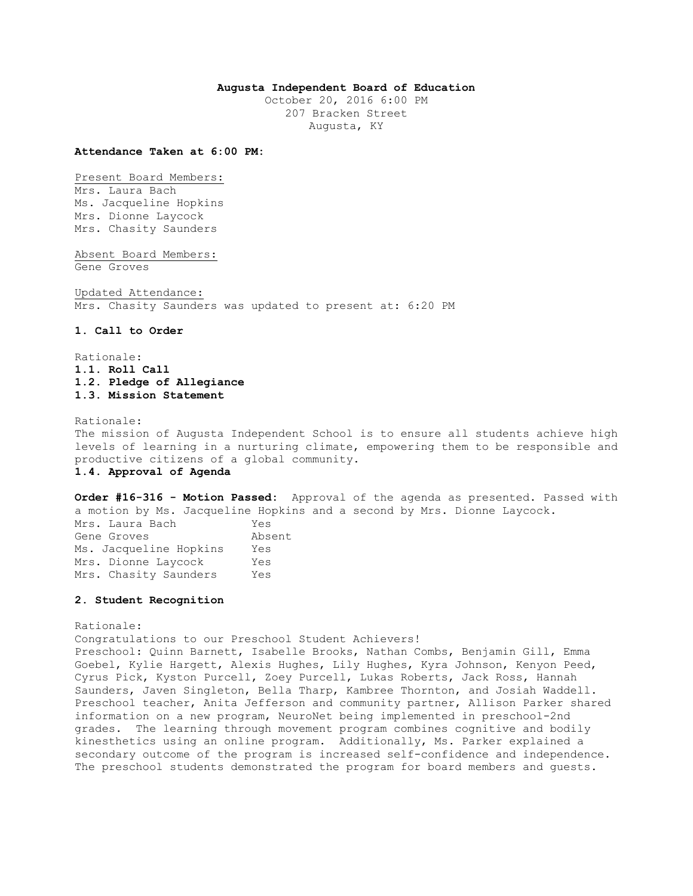**Augusta Independent Board of Education**

October 20, 2016 6:00 PM
207 Bracken Street
Augusta, KY

**Attendance Taken at 6:00 PM:**

Present Board Members:
Mrs. Laura Bach
Ms. Jacqueline Hopkins
Mrs. Dionne Laycock
Mrs. Chasity Saunders

Absent Board Members:
Gene Groves

Updated Attendance:
Mrs. Chasity Saunders was updated to present at: 6:20 PM

**1. Call to Order**

Rationale:
**1.1. Roll Call**
**1.2. Pledge of Allegiance**
**1.3. Mission Statement**

Rationale:
The mission of Augusta Independent School is to ensure all students achieve high levels of learning in a nurturing climate, empowering them to be responsible and productive citizens of a global community.
**1.4. Approval of Agenda**

**Order #16-316 - Motion Passed:** Approval of the agenda as presented. Passed with a motion by Ms. Jacqueline Hopkins and a second by Mrs. Dionne Laycock.

| | |
|---|---|
| Mrs. Laura Bach | Yes |
| Gene Groves | Absent |
| Ms. Jacqueline Hopkins | Yes |
| Mrs. Dionne Laycock | Yes |
| Mrs. Chasity Saunders | Yes |

**2. Student Recognition**

Rationale:
Congratulations to our Preschool Student Achievers!
Preschool: Quinn Barnett, Isabelle Brooks, Nathan Combs, Benjamin Gill, Emma Goebel, Kylie Hargett, Alexis Hughes, Lily Hughes, Kyra Johnson, Kenyon Peed, Cyrus Pick, Kyston Purcell, Zoey Purcell, Lukas Roberts, Jack Ross, Hannah Saunders, Javen Singleton, Bella Tharp, Kambree Thornton, and Josiah Waddell.
Preschool teacher, Anita Jefferson and community partner, Allison Parker shared information on a new program, NeuroNet being implemented in preschool-2nd grades. The learning through movement program combines cognitive and bodily kinesthetics using an online program. Additionally, Ms. Parker explained a secondary outcome of the program is increased self-confidence and independence. The preschool students demonstrated the program for board members and guests.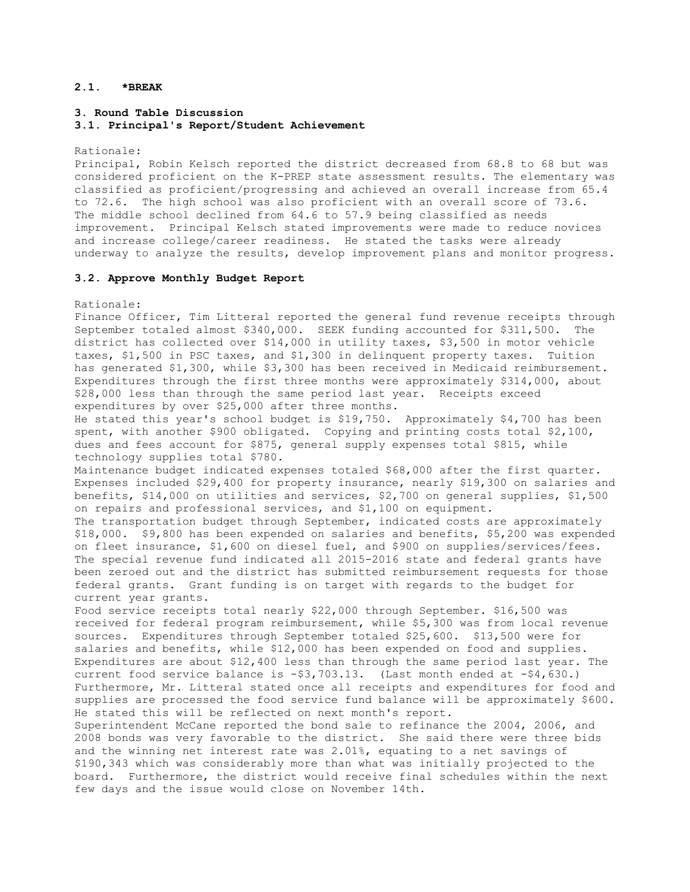**2.1. *BREAK**

**3. Round Table Discussion**

**3.1. Principal's Report/Student Achievement**

Rationale:

Principal, Robin Kelsch reported the district decreased from 68.8 to 68 but was considered proficient on the K-PREP state assessment results. The elementary was classified as proficient/progressing and achieved an overall increase from 65.4 to 72.6. The high school was also proficient with an overall score of 73.6. The middle school declined from 64.6 to 57.9 being classified as needs improvement. Principal Kelsch stated improvements were made to reduce novices and increase college/career readiness. He stated the tasks were already underway to analyze the results, develop improvement plans and monitor progress.

**3.2. Approve Monthly Budget Report**

Rationale:

Finance Officer, Tim Litteral reported the general fund revenue receipts through September totaled almost $340,000. SEEK funding accounted for $311,500. The district has collected over $14,000 in utility taxes, $3,500 in motor vehicle taxes, $1,500 in PSC taxes, and $1,300 in delinquent property taxes. Tuition has generated $1,300, while $3,300 has been received in Medicaid reimbursement. Expenditures through the first three months were approximately $314,000, about $28,000 less than through the same period last year. Receipts exceed expenditures by over $25,000 after three months.

He stated this year's school budget is $19,750. Approximately $4,700 has been spent, with another $900 obligated. Copying and printing costs total $2,100, dues and fees account for $875, general supply expenses total $815, while technology supplies total $780.

Maintenance budget indicated expenses totaled $68,000 after the first quarter. Expenses included $29,400 for property insurance, nearly $19,300 on salaries and benefits, $14,000 on utilities and services, $2,700 on general supplies, $1,500 on repairs and professional services, and $1,100 on equipment.

The transportation budget through September, indicated costs are approximately $18,000. $9,800 has been expended on salaries and benefits, $5,200 was expended on fleet insurance, $1,600 on diesel fuel, and $900 on supplies/services/fees.

The special revenue fund indicated all 2015-2016 state and federal grants have been zeroed out and the district has submitted reimbursement requests for those federal grants. Grant funding is on target with regards to the budget for current year grants.

Food service receipts total nearly $22,000 through September. $16,500 was received for federal program reimbursement, while $5,300 was from local revenue sources. Expenditures through September totaled $25,600. $13,500 were for salaries and benefits, while $12,000 has been expended on food and supplies. Expenditures are about $12,400 less than through the same period last year. The current food service balance is -$3,703.13. (Last month ended at -$4,630.) Furthermore, Mr. Litteral stated once all receipts and expenditures for food and supplies are processed the food service fund balance will be approximately $600. He stated this will be reflected on next month's report.

Superintendent McCane reported the bond sale to refinance the 2004, 2006, and 2008 bonds was very favorable to the district. She said there were three bids and the winning net interest rate was 2.01%, equating to a net savings of $190,343 which was considerably more than what was initially projected to the board. Furthermore, the district would receive final schedules within the next few days and the issue would close on November 14th.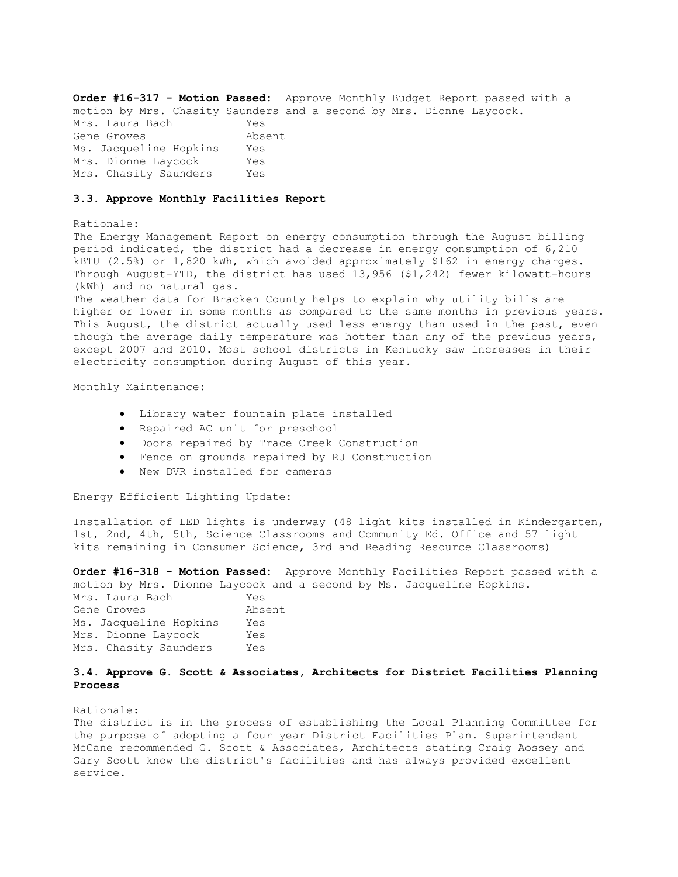**Order #16-317 - Motion Passed:** Approve Monthly Budget Report passed with a motion by Mrs. Chasity Saunders and a second by Mrs. Dionne Laycock.

| | |
|---|---|
| Mrs. Laura Bach | Yes |
| Gene Groves | Absent |
| Ms. Jacqueline Hopkins | Yes |
| Mrs. Dionne Laycock | Yes |
| Mrs. Chasity Saunders | Yes |

### 3.3. Approve Monthly Facilities Report

Rationale:

The Energy Management Report on energy consumption through the August billing period indicated, the district had a decrease in energy consumption of 6,210 kBTU (2.5%) or 1,820 kWh, which avoided approximately $162 in energy charges. Through August-YTD, the district has used 13,956 ($1,242) fewer kilowatt-hours (kWh) and no natural gas.

The weather data for Bracken County helps to explain why utility bills are higher or lower in some months as compared to the same months in previous years. This August, the district actually used less energy than used in the past, even though the average daily temperature was hotter than any of the previous years, except 2007 and 2010. Most school districts in Kentucky saw increases in their electricity consumption during August of this year.

Monthly Maintenance:

- Library water fountain plate installed
- Repaired AC unit for preschool
- Doors repaired by Trace Creek Construction
- Fence on grounds repaired by RJ Construction
- New DVR installed for cameras

Energy Efficient Lighting Update:

Installation of LED lights is underway (48 light kits installed in Kindergarten, 1st, 2nd, 4th, 5th, Science Classrooms and Community Ed. Office and 57 light kits remaining in Consumer Science, 3rd and Reading Resource Classrooms)

**Order #16-318 - Motion Passed:** Approve Monthly Facilities Report passed with a motion by Mrs. Dionne Laycock and a second by Ms. Jacqueline Hopkins.

| | |
|---|---|
| Mrs. Laura Bach | Yes |
| Gene Groves | Absent |
| Ms. Jacqueline Hopkins | Yes |
| Mrs. Dionne Laycock | Yes |
| Mrs. Chasity Saunders | Yes |

### 3.4. Approve G. Scott & Associates, Architects for District Facilities Planning Process

Rationale:

The district is in the process of establishing the Local Planning Committee for the purpose of adopting a four year District Facilities Plan. Superintendent McCane recommended G. Scott & Associates, Architects stating Craig Aossey and Gary Scott know the district's facilities and has always provided excellent service.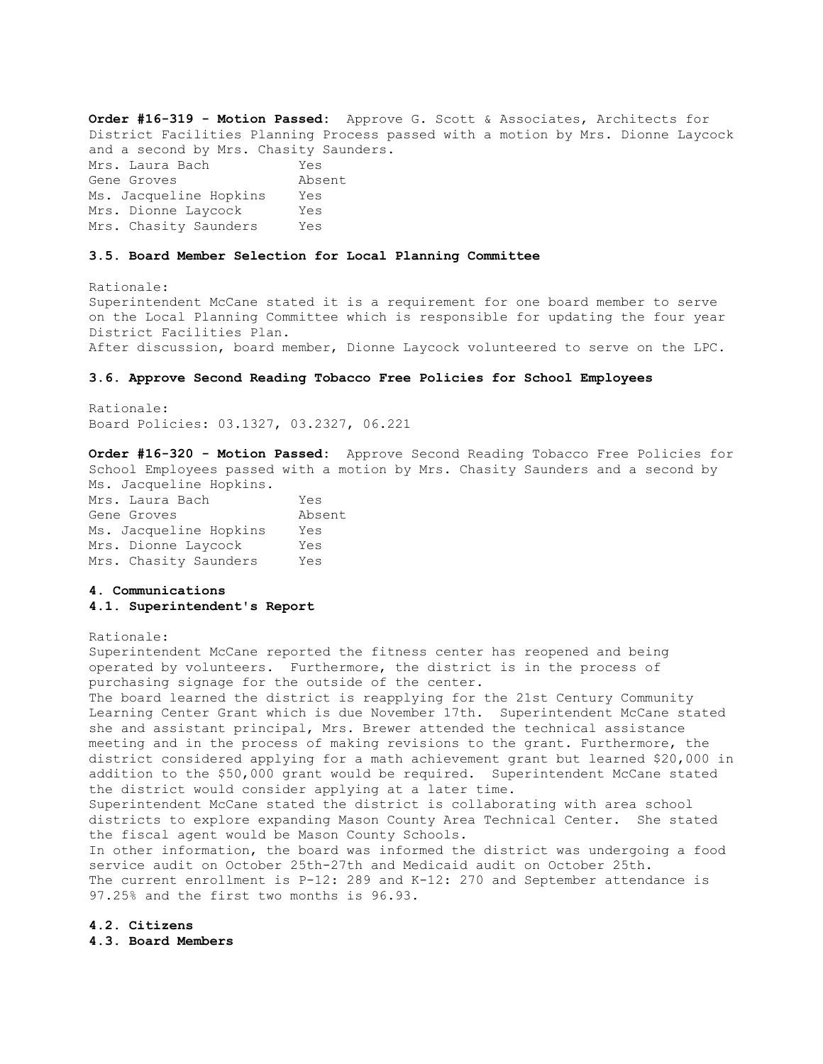**Order #16-319 - Motion Passed:** Approve G. Scott & Associates, Architects for District Facilities Planning Process passed with a motion by Mrs. Dionne Laycock and a second by Mrs. Chasity Saunders.

| | |
|---|---|
| Mrs. Laura Bach | Yes |
| Gene Groves | Absent |
| Ms. Jacqueline Hopkins | Yes |
| Mrs. Dionne Laycock | Yes |
| Mrs. Chasity Saunders | Yes |

**3.5. Board Member Selection for Local Planning Committee**

Rationale:
Superintendent McCane stated it is a requirement for one board member to serve on the Local Planning Committee which is responsible for updating the four year District Facilities Plan.
After discussion, board member, Dionne Laycock volunteered to serve on the LPC.

**3.6. Approve Second Reading Tobacco Free Policies for School Employees**

Rationale:
Board Policies: 03.1327, 03.2327, 06.221

**Order #16-320 - Motion Passed:** Approve Second Reading Tobacco Free Policies for School Employees passed with a motion by Mrs. Chasity Saunders and a second by Ms. Jacqueline Hopkins.

| | |
|---|---|
| Mrs. Laura Bach | Yes |
| Gene Groves | Absent |
| Ms. Jacqueline Hopkins | Yes |
| Mrs. Dionne Laycock | Yes |
| Mrs. Chasity Saunders | Yes |

**4. Communications**

**4.1. Superintendent's Report**

Rationale:
Superintendent McCane reported the fitness center has reopened and being operated by volunteers. Furthermore, the district is in the process of purchasing signage for the outside of the center.
The board learned the district is reapplying for the 21st Century Community Learning Center Grant which is due November 17th. Superintendent McCane stated she and assistant principal, Mrs. Brewer attended the technical assistance meeting and in the process of making revisions to the grant. Furthermore, the district considered applying for a math achievement grant but learned $20,000 in addition to the $50,000 grant would be required. Superintendent McCane stated the district would consider applying at a later time.
Superintendent McCane stated the district is collaborating with area school districts to explore expanding Mason County Area Technical Center. She stated the fiscal agent would be Mason County Schools.
In other information, the board was informed the district was undergoing a food service audit on October 25th-27th and Medicaid audit on October 25th.
The current enrollment is P-12: 289 and K-12: 270 and September attendance is 97.25% and the first two months is 96.93.

**4.2. Citizens**

**4.3. Board Members**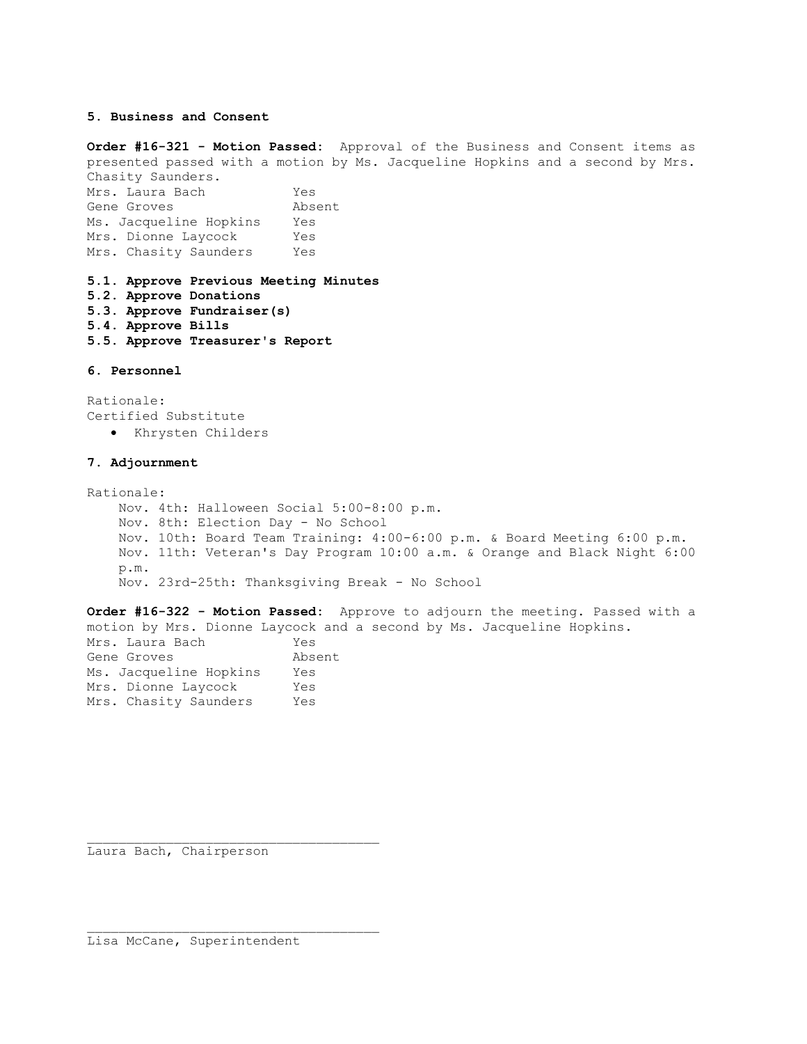**5. Business and Consent**

**Order #16-321 - Motion Passed:** Approval of the Business and Consent items as presented passed with a motion by Ms. Jacqueline Hopkins and a second by Mrs. Chasity Saunders.

| | |
|---|---|
| Mrs. Laura Bach | Yes |
| Gene Groves | Absent |
| Ms. Jacqueline Hopkins | Yes |
| Mrs. Dionne Laycock | Yes |
| Mrs. Chasity Saunders | Yes |

**5.1. Approve Previous Meeting Minutes**
**5.2. Approve Donations**
**5.3. Approve Fundraiser(s)**
**5.4. Approve Bills**
**5.5. Approve Treasurer's Report**

**6. Personnel**

Rationale:
Certified Substitute

- Khrysten Childers

**7. Adjournment**

Rationale:

Nov. 4th: Halloween Social 5:00-8:00 p.m.
Nov. 8th: Election Day - No School
Nov. 10th: Board Team Training: 4:00-6:00 p.m. & Board Meeting 6:00 p.m.
Nov. 11th: Veteran's Day Program 10:00 a.m. & Orange and Black Night 6:00 p.m.
Nov. 23rd-25th: Thanksgiving Break - No School

**Order #16-322 - Motion Passed:** Approve to adjourn the meeting. Passed with a motion by Mrs. Dionne Laycock and a second by Ms. Jacqueline Hopkins.

| | |
|---|---|
| Mrs. Laura Bach | Yes |
| Gene Groves | Absent |
| Ms. Jacqueline Hopkins | Yes |
| Mrs. Dionne Laycock | Yes |
| Mrs. Chasity Saunders | Yes |

_____________________________________
Laura Bach, Chairperson

_____________________________________
Lisa McCane, Superintendent